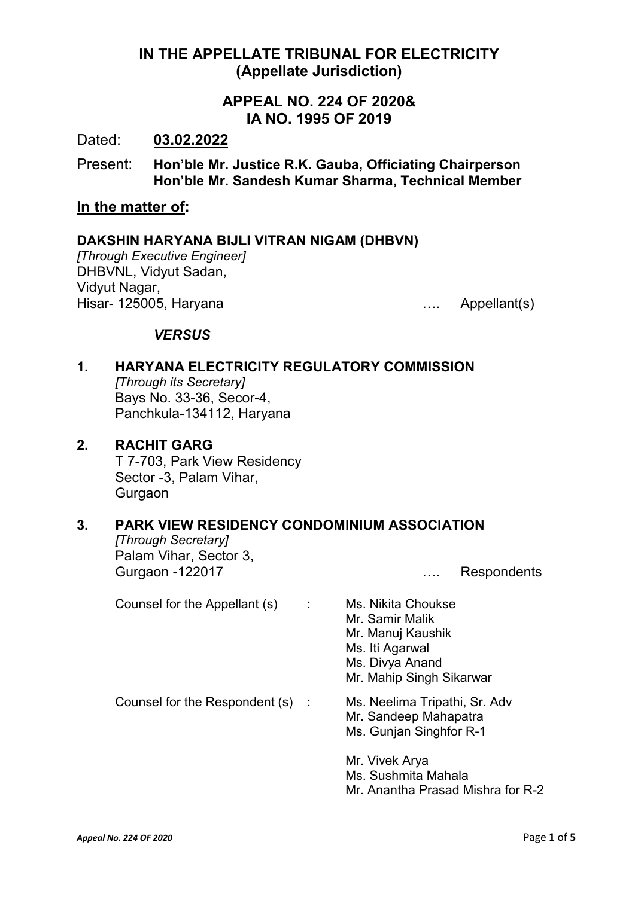# IN THE APPELLATE TRIBUNAL FOR ELECTRICITY
## (Appellate Jurisdiction)

## APPEAL NO. 224 OF 2020& IA NO. 1995 OF 2019

Dated: **03.02.2022**

Present: **Hon'ble Mr. Justice R.K. Gauba, Officiating Chairperson**
**Hon'ble Mr. Sandesh Kumar Sharma, Technical Member**

**In the matter of:**

**DAKSHIN HARYANA BIJLI VITRAN NIGAM (DHBVN)**
*[Through Executive Engineer]*
DHBVNL, Vidyut Sadan,
Vidyut Nagar,
Hisar- 125005, Haryana …. Appellant(s)

***VERSUS***

1. **HARYANA ELECTRICITY REGULATORY COMMISSION**
   *[Through its Secretary]*
   Bays No. 33-36, Secor-4,
   Panchkula-134112, Haryana

2. **RACHIT GARG**
   T 7-703, Park View Residency
   Sector -3, Palam Vihar,
   Gurgaon

3. **PARK VIEW RESIDENCY CONDOMINIUM ASSOCIATION**
   *[Through Secretary]*
   Palam Vihar, Sector 3,
   Gurgaon -122017 …. Respondents

Counsel for the Appellant (s) : Ms. Nikita Choukse
Mr. Samir Malik
Mr. Manuj Kaushik
Ms. Iti Agarwal
Ms. Divya Anand
Mr. Mahip Singh Sikarwar

Counsel for the Respondent (s) : Ms. Neelima Tripathi, Sr. Adv
Mr. Sandeep Mahapatra
Ms. Gunjan Singhfor R-1

Mr. Vivek Arya
Ms. Sushmita Mahala
Mr. Anantha Prasad Mishra for R-2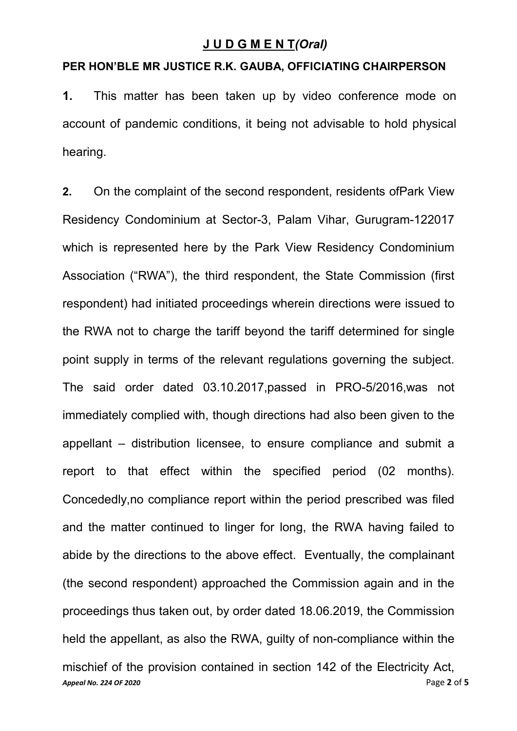## **J U D G M E N T***(Oral)*

**PER HON'BLE MR JUSTICE R.K. GAUBA, OFFICIATING CHAIRPERSON**

**1.** This matter has been taken up by video conference mode on account of pandemic conditions, it being not advisable to hold physical hearing.

**2.** On the complaint of the second respondent, residents ofPark View Residency Condominium at Sector-3, Palam Vihar, Gurugram-122017 which is represented here by the Park View Residency Condominium Association ("RWA"), the third respondent, the State Commission (first respondent) had initiated proceedings wherein directions were issued to the RWA not to charge the tariff beyond the tariff determined for single point supply in terms of the relevant regulations governing the subject. The said order dated 03.10.2017,passed in PRO-5/2016,was not immediately complied with, though directions had also been given to the appellant – distribution licensee, to ensure compliance and submit a report to that effect within the specified period (02 months). Concededly,no compliance report within the period prescribed was filed and the matter continued to linger for long, the RWA having failed to abide by the directions to the above effect. Eventually, the complainant (the second respondent) approached the Commission again and in the proceedings thus taken out, by order dated 18.06.2019, the Commission held the appellant, as also the RWA, guilty of non-compliance within the mischief of the provision contained in section 142 of the Electricity Act,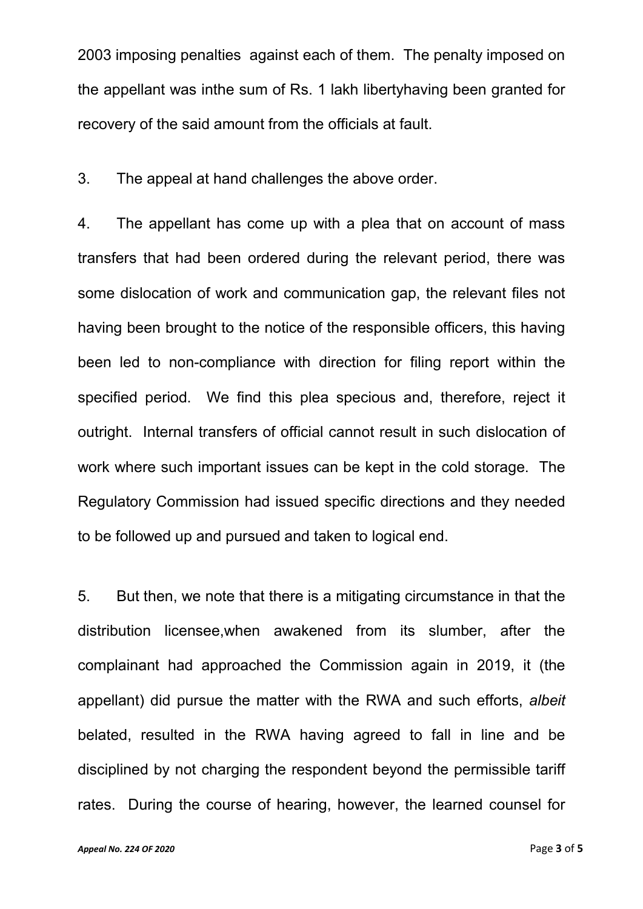2003 imposing penalties against each of them. The penalty imposed on the appellant was inthe sum of Rs. 1 lakh libertyhaving been granted for recovery of the said amount from the officials at fault.

3. The appeal at hand challenges the above order.

4. The appellant has come up with a plea that on account of mass transfers that had been ordered during the relevant period, there was some dislocation of work and communication gap, the relevant files not having been brought to the notice of the responsible officers, this having been led to non-compliance with direction for filing report within the specified period. We find this plea specious and, therefore, reject it outright. Internal transfers of official cannot result in such dislocation of work where such important issues can be kept in the cold storage. The Regulatory Commission had issued specific directions and they needed to be followed up and pursued and taken to logical end.

5. But then, we note that there is a mitigating circumstance in that the distribution licensee,when awakened from its slumber, after the complainant had approached the Commission again in 2019, it (the appellant) did pursue the matter with the RWA and such efforts, *albeit* belated, resulted in the RWA having agreed to fall in line and be disciplined by not charging the respondent beyond the permissible tariff rates. During the course of hearing, however, the learned counsel for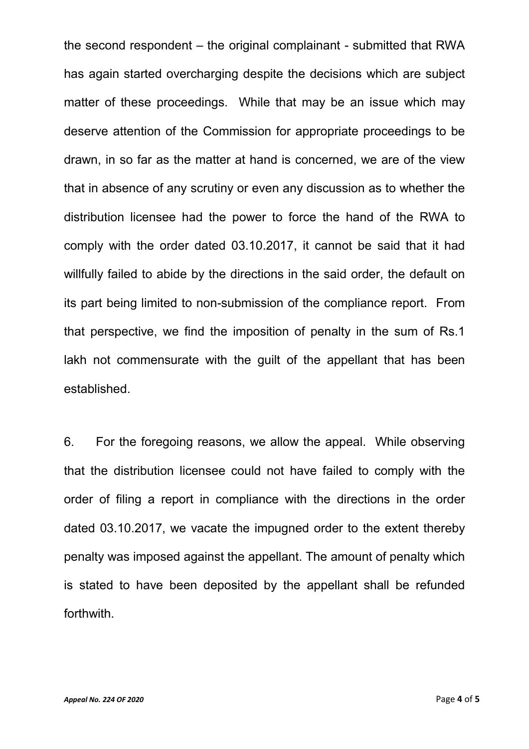the second respondent – the original complainant - submitted that RWA has again started overcharging despite the decisions which are subject matter of these proceedings. While that may be an issue which may deserve attention of the Commission for appropriate proceedings to be drawn, in so far as the matter at hand is concerned, we are of the view that in absence of any scrutiny or even any discussion as to whether the distribution licensee had the power to force the hand of the RWA to comply with the order dated 03.10.2017, it cannot be said that it had willfully failed to abide by the directions in the said order, the default on its part being limited to non-submission of the compliance report. From that perspective, we find the imposition of penalty in the sum of Rs.1 lakh not commensurate with the guilt of the appellant that has been established.

6. For the foregoing reasons, we allow the appeal. While observing that the distribution licensee could not have failed to comply with the order of filing a report in compliance with the directions in the order dated 03.10.2017, we vacate the impugned order to the extent thereby penalty was imposed against the appellant. The amount of penalty which is stated to have been deposited by the appellant shall be refunded forthwith.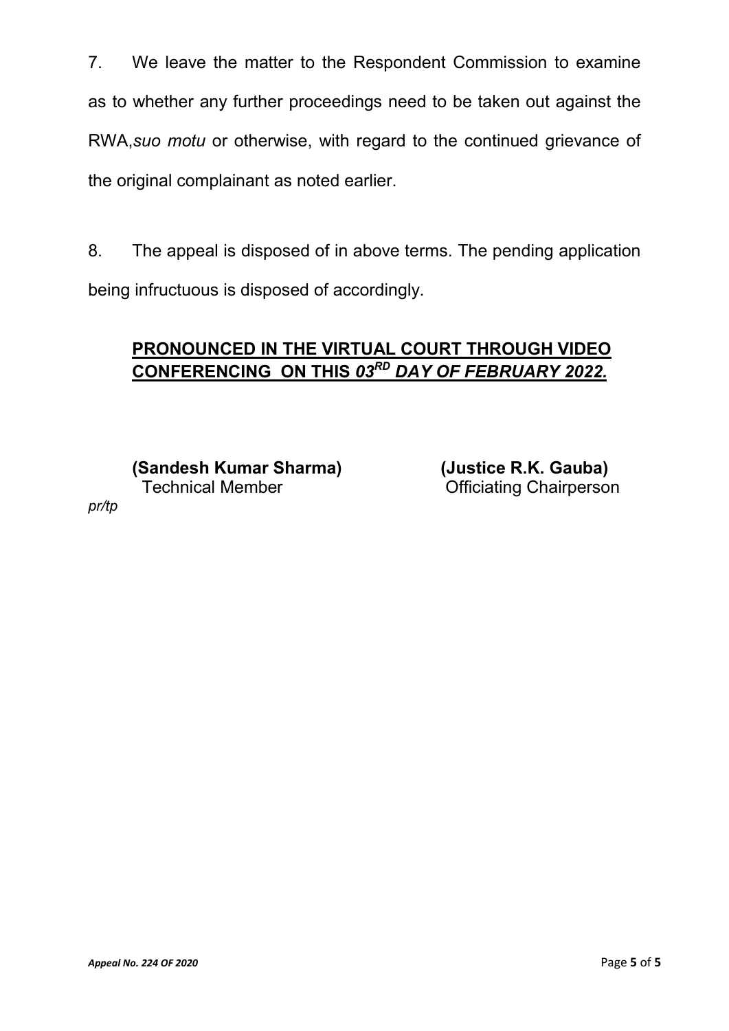7. We leave the matter to the Respondent Commission to examine as to whether any further proceedings need to be taken out against the RWA,*suo motu* or otherwise, with regard to the continued grievance of the original complainant as noted earlier.

8. The appeal is disposed of in above terms. The pending application being infructuous is disposed of accordingly.

**PRONOUNCED IN THE VIRTUAL COURT THROUGH VIDEO CONFERENCING ON THIS *03RD DAY OF FEBRUARY 2022.***

**(Sandesh Kumar Sharma)**
Technical Member

**(Justice R.K. Gauba)**
Officiating Chairperson

*pr/tp*